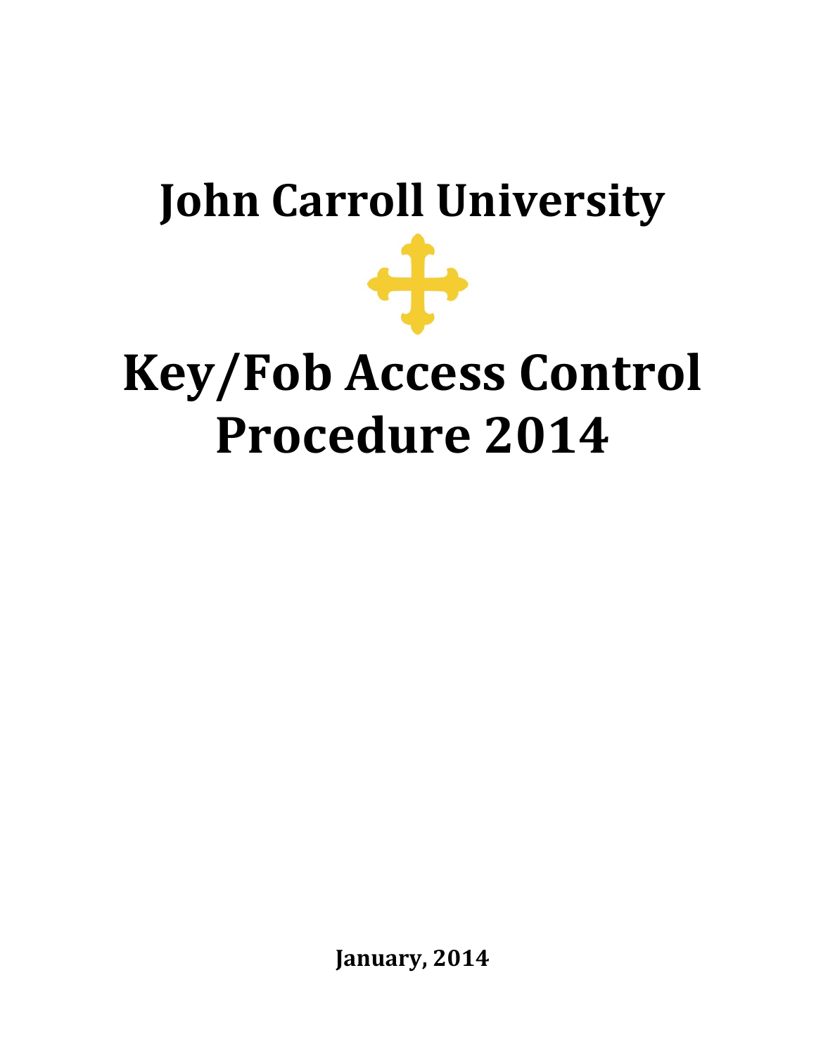# John Carroll University

# Key/Fob Access Control Procedure 2014

**January, 2014**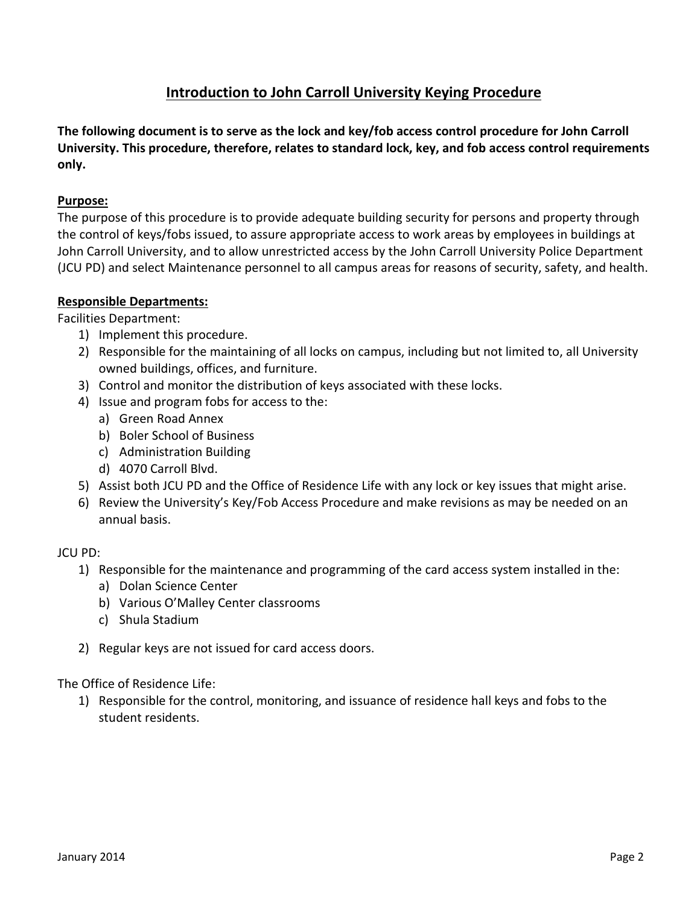# Introduction to John Carroll University Keying Procedure

**The following document is to serve as the lock and key/fob access control procedure for John Carroll University. This procedure, therefore, relates to standard lock, key, and fob access control requirements only.**

**Purpose:**

The purpose of this procedure is to provide adequate building security for persons and property through the control of keys/fobs issued, to assure appropriate access to work areas by employees in buildings at John Carroll University, and to allow unrestricted access by the John Carroll University Police Department (JCU PD) and select Maintenance personnel to all campus areas for reasons of security, safety, and health.

**Responsible Departments:**

Facilities Department:

1) Implement this procedure.
2) Responsible for the maintaining of all locks on campus, including but not limited to, all University owned buildings, offices, and furniture.
3) Control and monitor the distribution of keys associated with these locks.
4) Issue and program fobs for access to the:
   a) Green Road Annex
   b) Boler School of Business
   c) Administration Building
   d) 4070 Carroll Blvd.
5) Assist both JCU PD and the Office of Residence Life with any lock or key issues that might arise.
6) Review the University's Key/Fob Access Procedure and make revisions as may be needed on an annual basis.

JCU PD:

1) Responsible for the maintenance and programming of the card access system installed in the:
   a) Dolan Science Center
   b) Various O'Malley Center classrooms
   c) Shula Stadium
2) Regular keys are not issued for card access doors.

The Office of Residence Life:

1) Responsible for the control, monitoring, and issuance of residence hall keys and fobs to the student residents.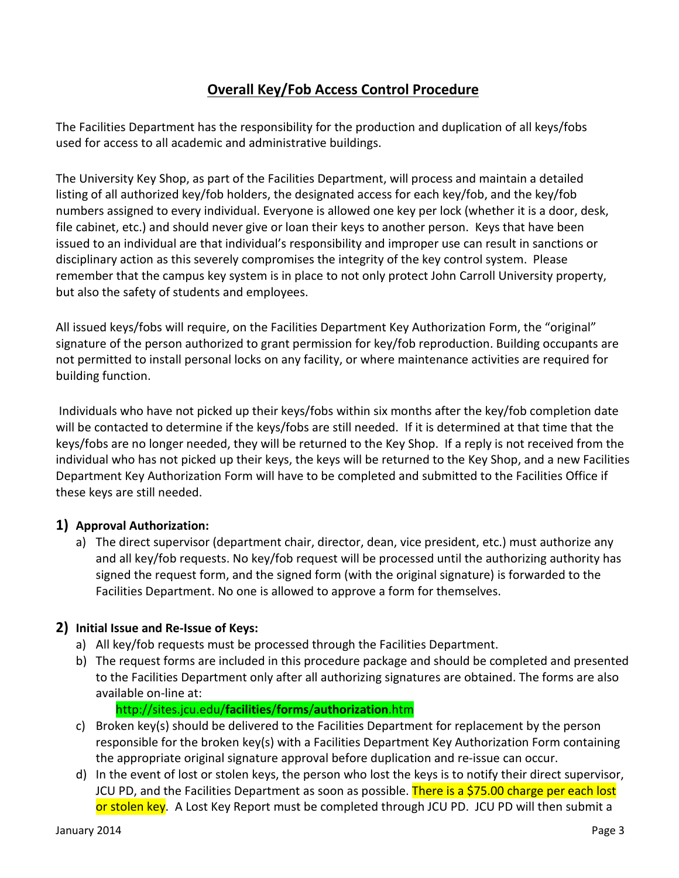# Overall Key/Fob Access Control Procedure

The Facilities Department has the responsibility for the production and duplication of all keys/fobs used for access to all academic and administrative buildings.

The University Key Shop, as part of the Facilities Department, will process and maintain a detailed listing of all authorized key/fob holders, the designated access for each key/fob, and the key/fob numbers assigned to every individual. Everyone is allowed one key per lock (whether it is a door, desk, file cabinet, etc.) and should never give or loan their keys to another person. Keys that have been issued to an individual are that individual's responsibility and improper use can result in sanctions or disciplinary action as this severely compromises the integrity of the key control system. Please remember that the campus key system is in place to not only protect John Carroll University property, but also the safety of students and employees.

All issued keys/fobs will require, on the Facilities Department Key Authorization Form, the "original" signature of the person authorized to grant permission for key/fob reproduction. Building occupants are not permitted to install personal locks on any facility, or where maintenance activities are required for building function.

Individuals who have not picked up their keys/fobs within six months after the key/fob completion date will be contacted to determine if the keys/fobs are still needed. If it is determined at that time that the keys/fobs are no longer needed, they will be returned to the Key Shop. If a reply is not received from the individual who has not picked up their keys, the keys will be returned to the Key Shop, and a new Facilities Department Key Authorization Form will have to be completed and submitted to the Facilities Office if these keys are still needed.

## 1) Approval Authorization:

a) The direct supervisor (department chair, director, dean, vice president, etc.) must authorize any and all key/fob requests. No key/fob request will be processed until the authorizing authority has signed the request form, and the signed form (with the original signature) is forwarded to the Facilities Department. No one is allowed to approve a form for themselves.

## 2) Initial Issue and Re-Issue of Keys:

a) All key/fob requests must be processed through the Facilities Department.

b) The request forms are included in this procedure package and should be completed and presented to the Facilities Department only after all authorizing signatures are obtained. The forms are also available on-line at:

   http://sites.jcu.edu/**facilities**/**forms**/**authorization**.htm

c) Broken key(s) should be delivered to the Facilities Department for replacement by the person responsible for the broken key(s) with a Facilities Department Key Authorization Form containing the appropriate original signature approval before duplication and re-issue can occur.

d) In the event of lost or stolen keys, the person who lost the keys is to notify their direct supervisor, JCU PD, and the Facilities Department as soon as possible. There is a $75.00 charge per each lost or stolen key. A Lost Key Report must be completed through JCU PD. JCU PD will then submit a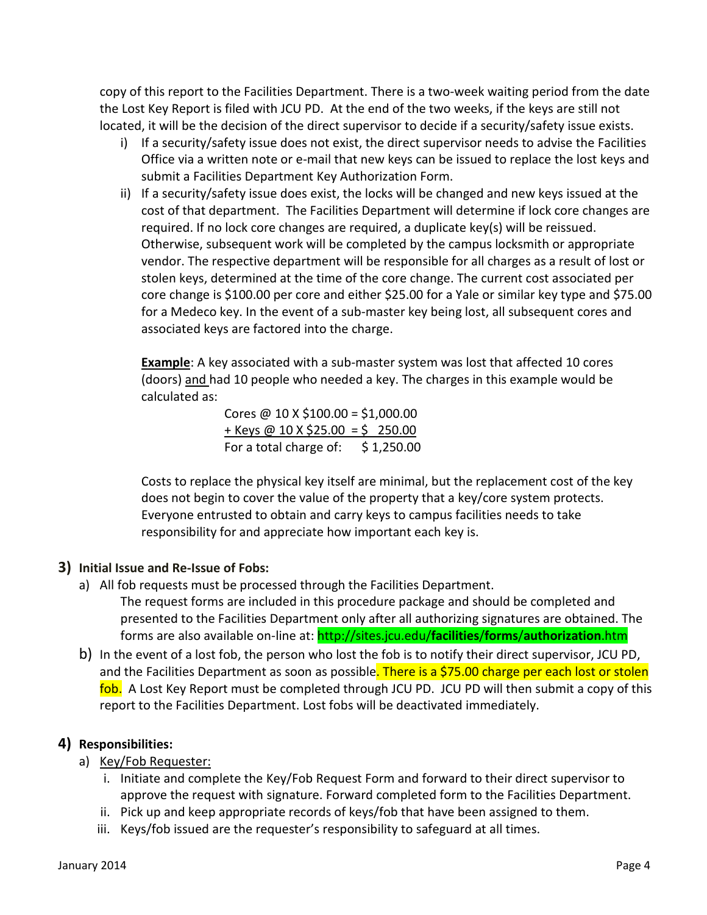copy of this report to the Facilities Department. There is a two-week waiting period from the date the Lost Key Report is filed with JCU PD. At the end of the two weeks, if the keys are still not located, it will be the decision of the direct supervisor to decide if a security/safety issue exists.

i) If a security/safety issue does not exist, the direct supervisor needs to advise the Facilities Office via a written note or e-mail that new keys can be issued to replace the lost keys and submit a Facilities Department Key Authorization Form.

ii) If a security/safety issue does exist, the locks will be changed and new keys issued at the cost of that department. The Facilities Department will determine if lock core changes are required. If no lock core changes are required, a duplicate key(s) will be reissued. Otherwise, subsequent work will be completed by the campus locksmith or appropriate vendor. The respective department will be responsible for all charges as a result of lost or stolen keys, determined at the time of the core change. The current cost associated per core change is $100.00 per core and either $25.00 for a Yale or similar key type and $75.00 for a Medeco key. In the event of a sub-master key being lost, all subsequent cores and associated keys are factored into the charge.

**Example**: A key associated with a sub-master system was lost that affected 10 cores (doors) and had 10 people who needed a key. The charges in this example would be calculated as:

Cores @ 10 X $100.00 = $1,000.00
+ Keys @ 10 X $25.00 = $ 250.00
For a total charge of: $ 1,250.00

Costs to replace the physical key itself are minimal, but the replacement cost of the key does not begin to cover the value of the property that a key/core system protects. Everyone entrusted to obtain and carry keys to campus facilities needs to take responsibility for and appreciate how important each key is.

## 3) Initial Issue and Re-Issue of Fobs:

a) All fob requests must be processed through the Facilities Department.
The request forms are included in this procedure package and should be completed and presented to the Facilities Department only after all authorizing signatures are obtained. The forms are also available on-line at: http://sites.jcu.edu/**facilities**/**forms**/**authorization**.htm

b) In the event of a lost fob, the person who lost the fob is to notify their direct supervisor, JCU PD, and the Facilities Department as soon as possible. There is a $75.00 charge per each lost or stolen fob. A Lost Key Report must be completed through JCU PD. JCU PD will then submit a copy of this report to the Facilities Department. Lost fobs will be deactivated immediately.

## 4) Responsibilities:

a) Key/Fob Requester:

i. Initiate and complete the Key/Fob Request Form and forward to their direct supervisor to approve the request with signature. Forward completed form to the Facilities Department.
ii. Pick up and keep appropriate records of keys/fob that have been assigned to them.
iii. Keys/fob issued are the requester's responsibility to safeguard at all times.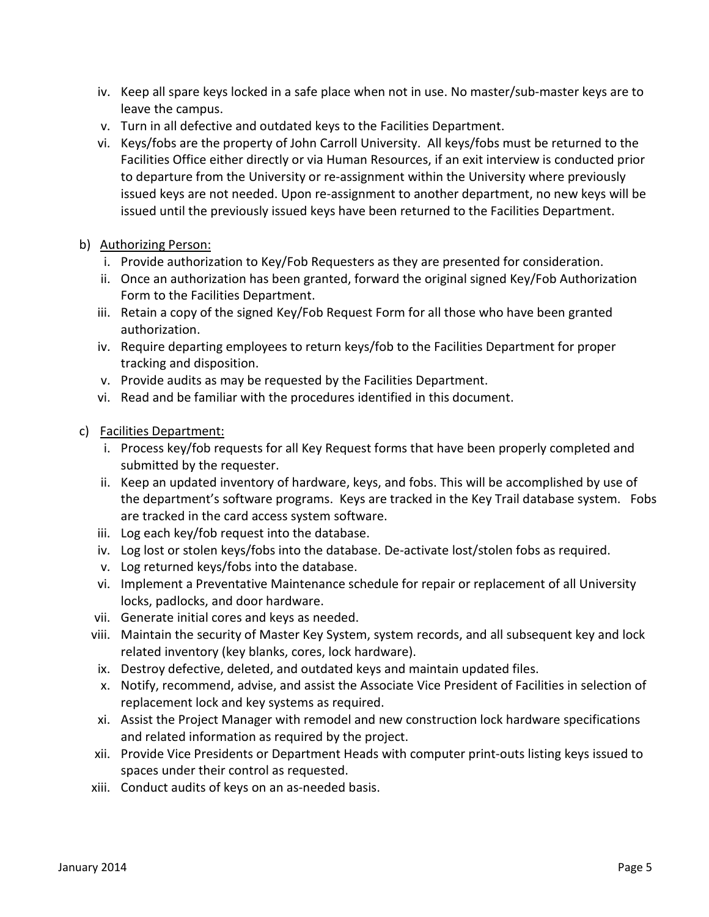iv. Keep all spare keys locked in a safe place when not in use. No master/sub-master keys are to leave the campus.
v. Turn in all defective and outdated keys to the Facilities Department.
vi. Keys/fobs are the property of John Carroll University. All keys/fobs must be returned to the Facilities Office either directly or via Human Resources, if an exit interview is conducted prior to departure from the University or re-assignment within the University where previously issued keys are not needed. Upon re-assignment to another department, no new keys will be issued until the previously issued keys have been returned to the Facilities Department.

b) <u>Authorizing Person:</u>

i. Provide authorization to Key/Fob Requesters as they are presented for consideration.
ii. Once an authorization has been granted, forward the original signed Key/Fob Authorization Form to the Facilities Department.
iii. Retain a copy of the signed Key/Fob Request Form for all those who have been granted authorization.
iv. Require departing employees to return keys/fob to the Facilities Department for proper tracking and disposition.
v. Provide audits as may be requested by the Facilities Department.
vi. Read and be familiar with the procedures identified in this document.

c) <u>Facilities Department:</u>

i. Process key/fob requests for all Key Request forms that have been properly completed and submitted by the requester.
ii. Keep an updated inventory of hardware, keys, and fobs. This will be accomplished by use of the department's software programs. Keys are tracked in the Key Trail database system. Fobs are tracked in the card access system software.
iii. Log each key/fob request into the database.
iv. Log lost or stolen keys/fobs into the database. De-activate lost/stolen fobs as required.
v. Log returned keys/fobs into the database.
vi. Implement a Preventative Maintenance schedule for repair or replacement of all University locks, padlocks, and door hardware.
vii. Generate initial cores and keys as needed.
viii. Maintain the security of Master Key System, system records, and all subsequent key and lock related inventory (key blanks, cores, lock hardware).
ix. Destroy defective, deleted, and outdated keys and maintain updated files.
x. Notify, recommend, advise, and assist the Associate Vice President of Facilities in selection of replacement lock and key systems as required.
xi. Assist the Project Manager with remodel and new construction lock hardware specifications and related information as required by the project.
xii. Provide Vice Presidents or Department Heads with computer print-outs listing keys issued to spaces under their control as requested.
xiii. Conduct audits of keys on an as-needed basis.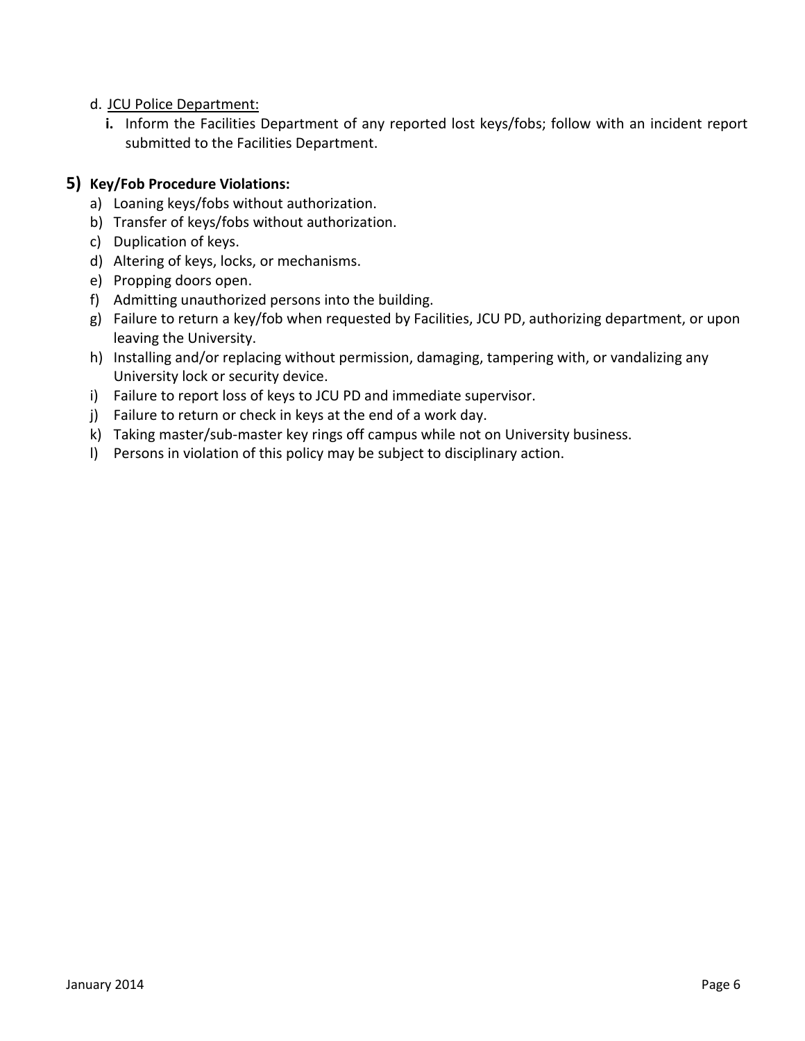d. <u>JCU Police Department:</u>

**i.** Inform the Facilities Department of any reported lost keys/fobs; follow with an incident report submitted to the Facilities Department.

### 5) Key/Fob Procedure Violations:

a) Loaning keys/fobs without authorization.
b) Transfer of keys/fobs without authorization.
c) Duplication of keys.
d) Altering of keys, locks, or mechanisms.
e) Propping doors open.
f) Admitting unauthorized persons into the building.
g) Failure to return a key/fob when requested by Facilities, JCU PD, authorizing department, or upon leaving the University.
h) Installing and/or replacing without permission, damaging, tampering with, or vandalizing any University lock or security device.
i) Failure to report loss of keys to JCU PD and immediate supervisor.
j) Failure to return or check in keys at the end of a work day.
k) Taking master/sub-master key rings off campus while not on University business.
l) Persons in violation of this policy may be subject to disciplinary action.

January 2014